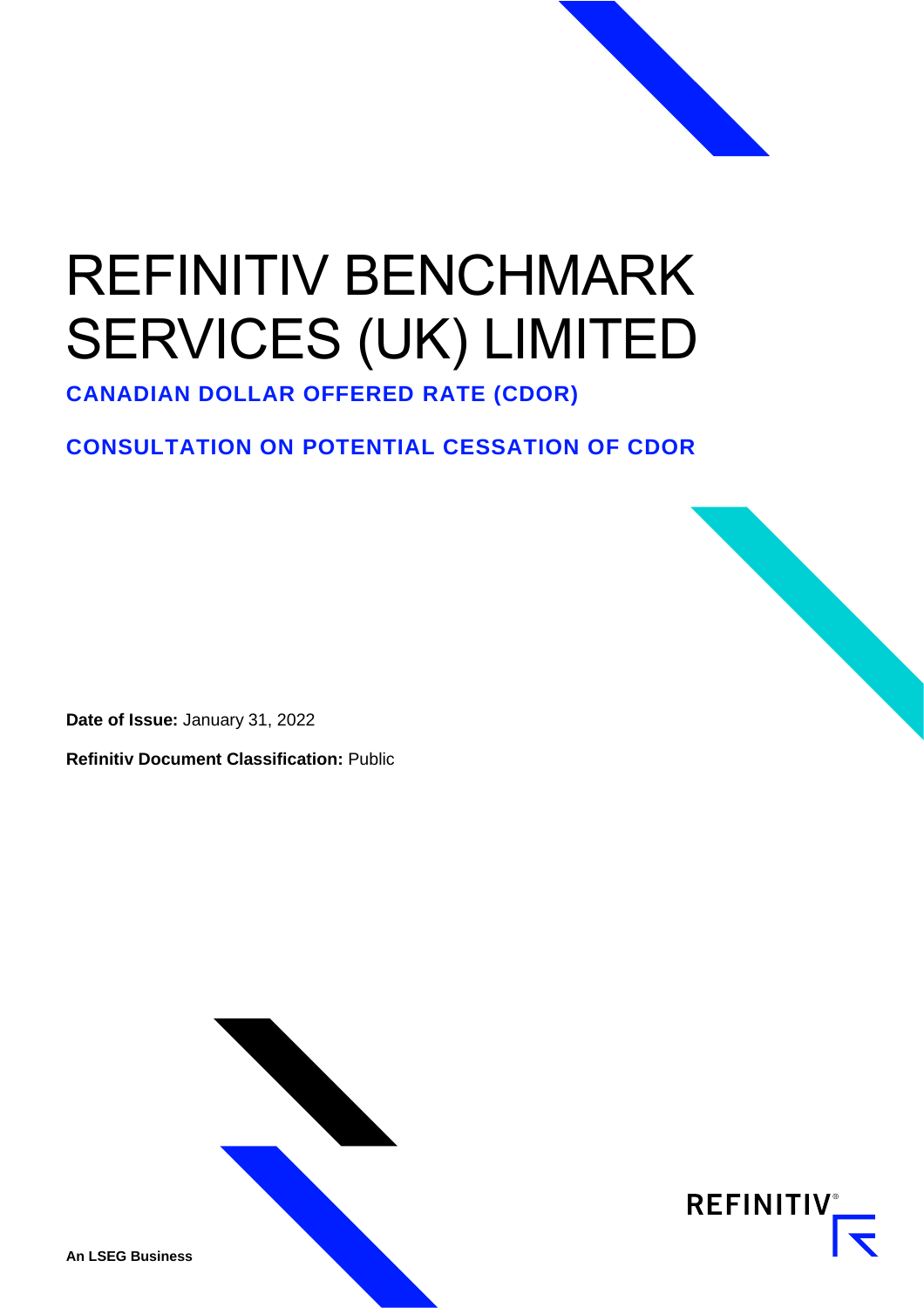# REFINITIV BENCHMARK SERVICES (UK) LIMITED

## CANADIAN DOLLAR OFFERED RATE (CDOR)

## CONSULTATION ON POTENTIAL CESSATION OF CDOR

**Date of Issue:** January 31, 2022

**Refinitiv Document Classification:** Public

**An LSEG Business**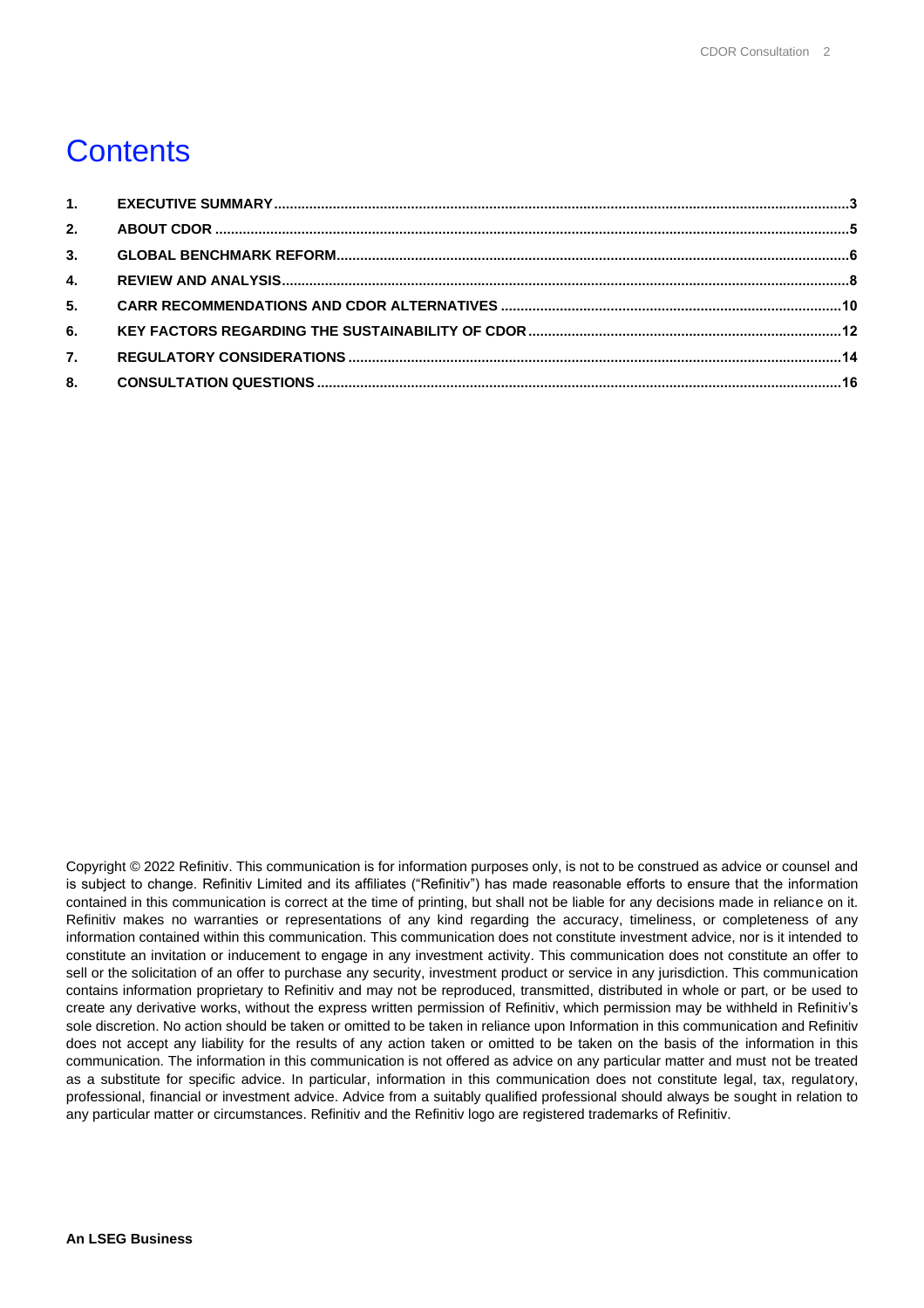# Contents

1. EXECUTIVE SUMMARY ... 3
2. ABOUT CDOR ... 5
3. GLOBAL BENCHMARK REFORM ... 6
4. REVIEW AND ANALYSIS ... 8
5. CARR RECOMMENDATIONS AND CDOR ALTERNATIVES ... 10
6. KEY FACTORS REGARDING THE SUSTAINABILITY OF CDOR ... 12
7. REGULATORY CONSIDERATIONS ... 14
8. CONSULTATION QUESTIONS ... 16

Copyright © 2022 Refinitiv. This communication is for information purposes only, is not to be construed as advice or counsel and is subject to change. Refinitiv Limited and its affiliates ("Refinitiv") has made reasonable efforts to ensure that the information contained in this communication is correct at the time of printing, but shall not be liable for any decisions made in reliance on it. Refinitiv makes no warranties or representations of any kind regarding the accuracy, timeliness, or completeness of any information contained within this communication. This communication does not constitute investment advice, nor is it intended to constitute an invitation or inducement to engage in any investment activity. This communication does not constitute an offer to sell or the solicitation of an offer to purchase any security, investment product or service in any jurisdiction. This communication contains information proprietary to Refinitiv and may not be reproduced, transmitted, distributed in whole or part, or be used to create any derivative works, without the express written permission of Refinitiv, which permission may be withheld in Refinitiv's sole discretion. No action should be taken or omitted to be taken in reliance upon Information in this communication and Refinitiv does not accept any liability for the results of any action taken or omitted to be taken on the basis of the information in this communication. The information in this communication is not offered as advice on any particular matter and must not be treated as a substitute for specific advice. In particular, information in this communication does not constitute legal, tax, regulatory, professional, financial or investment advice. Advice from a suitably qualified professional should always be sought in relation to any particular matter or circumstances. Refinitiv and the Refinitiv logo are registered trademarks of Refinitiv.

**An LSEG Business**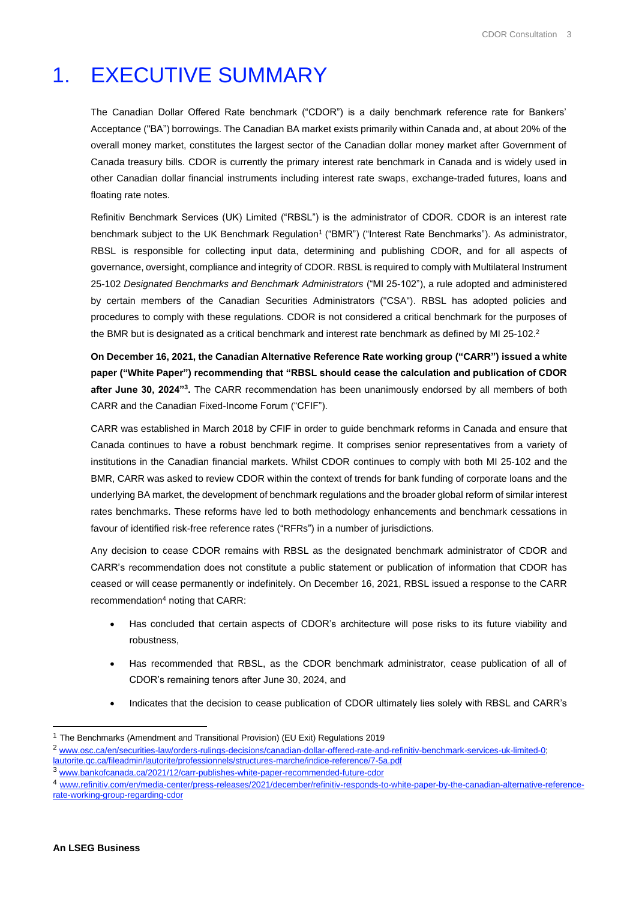# 1. EXECUTIVE SUMMARY

The Canadian Dollar Offered Rate benchmark ("CDOR") is a daily benchmark reference rate for Bankers' Acceptance ("BA") borrowings. The Canadian BA market exists primarily within Canada and, at about 20% of the overall money market, constitutes the largest sector of the Canadian dollar money market after Government of Canada treasury bills. CDOR is currently the primary interest rate benchmark in Canada and is widely used in other Canadian dollar financial instruments including interest rate swaps, exchange-traded futures, loans and floating rate notes.

Refinitiv Benchmark Services (UK) Limited ("RBSL") is the administrator of CDOR. CDOR is an interest rate benchmark subject to the UK Benchmark Regulation[1] ("BMR") ("Interest Rate Benchmarks"). As administrator, RBSL is responsible for collecting input data, determining and publishing CDOR, and for all aspects of governance, oversight, compliance and integrity of CDOR. RBSL is required to comply with Multilateral Instrument 25-102 *Designated Benchmarks and Benchmark Administrators* ("MI 25-102"), a rule adopted and administered by certain members of the Canadian Securities Administrators ("CSA"). RBSL has adopted policies and procedures to comply with these regulations. CDOR is not considered a critical benchmark for the purposes of the BMR but is designated as a critical benchmark and interest rate benchmark as defined by MI 25-102.[2]

**On December 16, 2021, the Canadian Alternative Reference Rate working group ("CARR") issued a white paper ("White Paper") recommending that "RBSL should cease the calculation and publication of CDOR after June 30, 2024"[3].** The CARR recommendation has been unanimously endorsed by all members of both CARR and the Canadian Fixed-Income Forum ("CFIF").

CARR was established in March 2018 by CFIF in order to guide benchmark reforms in Canada and ensure that Canada continues to have a robust benchmark regime. It comprises senior representatives from a variety of institutions in the Canadian financial markets. Whilst CDOR continues to comply with both MI 25-102 and the BMR, CARR was asked to review CDOR within the context of trends for bank funding of corporate loans and the underlying BA market, the development of benchmark regulations and the broader global reform of similar interest rates benchmarks. These reforms have led to both methodology enhancements and benchmark cessations in favour of identified risk-free reference rates ("RFRs") in a number of jurisdictions.

Any decision to cease CDOR remains with RBSL as the designated benchmark administrator of CDOR and CARR's recommendation does not constitute a public statement or publication of information that CDOR has ceased or will cease permanently or indefinitely. On December 16, 2021, RBSL issued a response to the CARR recommendation[4] noting that CARR:

- Has concluded that certain aspects of CDOR's architecture will pose risks to its future viability and robustness,
- Has recommended that RBSL, as the CDOR benchmark administrator, cease publication of all of CDOR's remaining tenors after June 30, 2024, and
- Indicates that the decision to cease publication of CDOR ultimately lies solely with RBSL and CARR's

---

[1] The Benchmarks (Amendment and Transitional Provision) (EU Exit) Regulations 2019

[2] www.osc.ca/en/securities-law/orders-rulings-decisions/canadian-dollar-offered-rate-and-refinitiv-benchmark-services-uk-limited-0; lautorite.qc.ca/fileadmin/lautorite/professionnels/structures-marche/indice-reference/7-5a.pdf

[3] www.bankofcanada.ca/2021/12/carr-publishes-white-paper-recommended-future-cdor

[4] www.refinitiv.com/en/media-center/press-releases/2021/december/refinitiv-responds-to-white-paper-by-the-canadian-alternative-reference-rate-working-group-regarding-cdor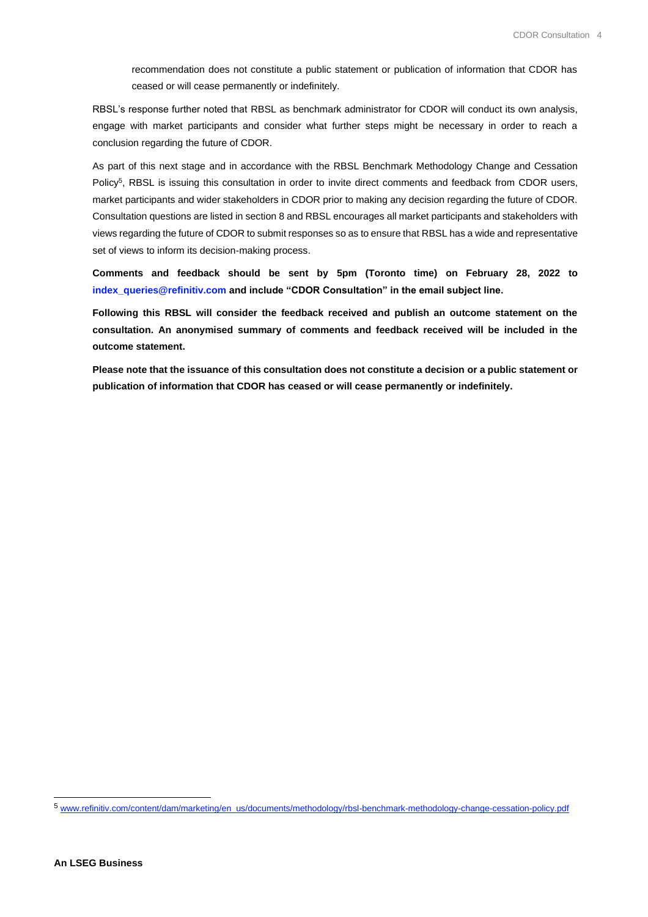recommendation does not constitute a public statement or publication of information that CDOR has ceased or will cease permanently or indefinitely.

RBSL's response further noted that RBSL as benchmark administrator for CDOR will conduct its own analysis, engage with market participants and consider what further steps might be necessary in order to reach a conclusion regarding the future of CDOR.

As part of this next stage and in accordance with the RBSL Benchmark Methodology Change and Cessation Policy[5], RBSL is issuing this consultation in order to invite direct comments and feedback from CDOR users, market participants and wider stakeholders in CDOR prior to making any decision regarding the future of CDOR. Consultation questions are listed in section 8 and RBSL encourages all market participants and stakeholders with views regarding the future of CDOR to submit responses so as to ensure that RBSL has a wide and representative set of views to inform its decision-making process.

**Comments and feedback should be sent by 5pm (Toronto time) on February 28, 2022 to index_queries@refinitiv.com and include "CDOR Consultation" in the email subject line.**

**Following this RBSL will consider the feedback received and publish an outcome statement on the consultation. An anonymised summary of comments and feedback received will be included in the outcome statement.**

**Please note that the issuance of this consultation does not constitute a decision or a public statement or publication of information that CDOR has ceased or will cease permanently or indefinitely.**

---

[5] www.refinitiv.com/content/dam/marketing/en_us/documents/methodology/rbsl-benchmark-methodology-change-cessation-policy.pdf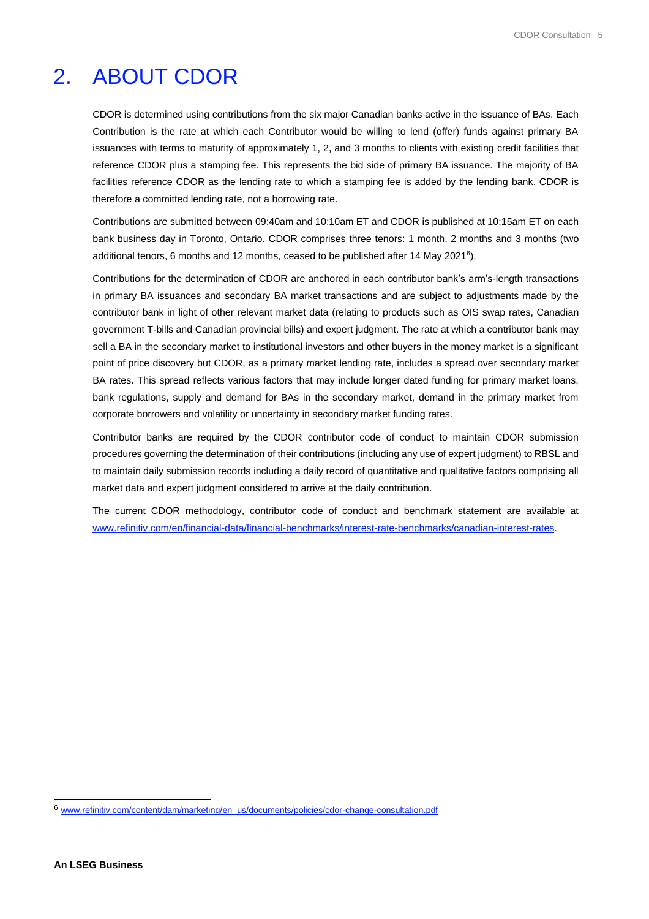# 2. ABOUT CDOR

CDOR is determined using contributions from the six major Canadian banks active in the issuance of BAs. Each Contribution is the rate at which each Contributor would be willing to lend (offer) funds against primary BA issuances with terms to maturity of approximately 1, 2, and 3 months to clients with existing credit facilities that reference CDOR plus a stamping fee. This represents the bid side of primary BA issuance. The majority of BA facilities reference CDOR as the lending rate to which a stamping fee is added by the lending bank. CDOR is therefore a committed lending rate, not a borrowing rate.

Contributions are submitted between 09:40am and 10:10am ET and CDOR is published at 10:15am ET on each bank business day in Toronto, Ontario. CDOR comprises three tenors: 1 month, 2 months and 3 months (two additional tenors, 6 months and 12 months, ceased to be published after 14 May 2021[6]).

Contributions for the determination of CDOR are anchored in each contributor bank's arm's-length transactions in primary BA issuances and secondary BA market transactions and are subject to adjustments made by the contributor bank in light of other relevant market data (relating to products such as OIS swap rates, Canadian government T-bills and Canadian provincial bills) and expert judgment. The rate at which a contributor bank may sell a BA in the secondary market to institutional investors and other buyers in the money market is a significant point of price discovery but CDOR, as a primary market lending rate, includes a spread over secondary market BA rates. This spread reflects various factors that may include longer dated funding for primary market loans, bank regulations, supply and demand for BAs in the secondary market, demand in the primary market from corporate borrowers and volatility or uncertainty in secondary market funding rates.

Contributor banks are required by the CDOR contributor code of conduct to maintain CDOR submission procedures governing the determination of their contributions (including any use of expert judgment) to RBSL and to maintain daily submission records including a daily record of quantitative and qualitative factors comprising all market data and expert judgment considered to arrive at the daily contribution.

The current CDOR methodology, contributor code of conduct and benchmark statement are available at www.refinitiv.com/en/financial-data/financial-benchmarks/interest-rate-benchmarks/canadian-interest-rates.

---

[6] www.refinitiv.com/content/dam/marketing/en_us/documents/policies/cdor-change-consultation.pdf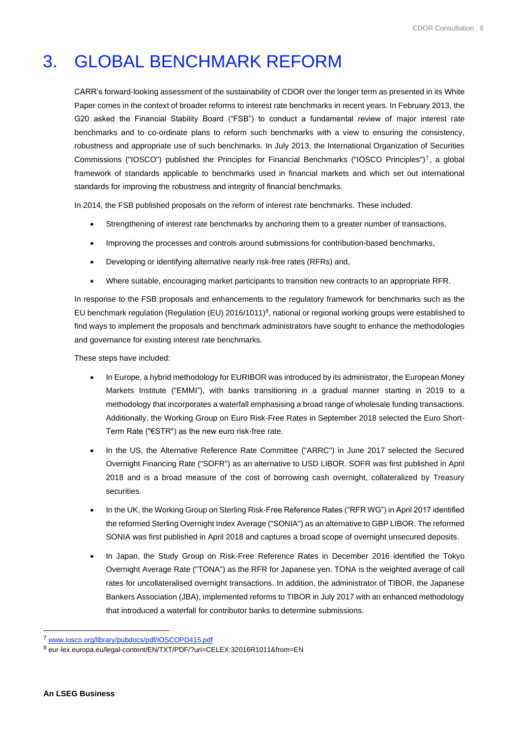# 3. GLOBAL BENCHMARK REFORM

CARR's forward-looking assessment of the sustainability of CDOR over the longer term as presented in its White Paper comes in the context of broader reforms to interest rate benchmarks in recent years. In February 2013, the G20 asked the Financial Stability Board ("FSB") to conduct a fundamental review of major interest rate benchmarks and to co-ordinate plans to reform such benchmarks with a view to ensuring the consistency, robustness and appropriate use of such benchmarks. In July 2013, the International Organization of Securities Commissions ("IOSCO") published the Principles for Financial Benchmarks ("IOSCO Principles")[7], a global framework of standards applicable to benchmarks used in financial markets and which set out international standards for improving the robustness and integrity of financial benchmarks.

In 2014, the FSB published proposals on the reform of interest rate benchmarks. These included:

- Strengthening of interest rate benchmarks by anchoring them to a greater number of transactions,
- Improving the processes and controls around submissions for contribution-based benchmarks,
- Developing or identifying alternative nearly risk-free rates (RFRs) and,
- Where suitable, encouraging market participants to transition new contracts to an appropriate RFR.

In response to the FSB proposals and enhancements to the regulatory framework for benchmarks such as the EU benchmark regulation (Regulation (EU) 2016/1011)[8], national or regional working groups were established to find ways to implement the proposals and benchmark administrators have sought to enhance the methodologies and governance for existing interest rate benchmarks.

These steps have included:

- In Europe, a hybrid methodology for EURIBOR was introduced by its administrator, the European Money Markets Institute ("EMMI"), with banks transitioning in a gradual manner starting in 2019 to a methodology that incorporates a waterfall emphasising a broad range of wholesale funding transactions. Additionally, the Working Group on Euro Risk-Free Rates in September 2018 selected the Euro Short-Term Rate ("€STR") as the new euro risk-free rate.
- In the US, the Alternative Reference Rate Committee ("ARRC") in June 2017 selected the Secured Overnight Financing Rate ("SOFR") as an alternative to USD LIBOR. SOFR was first published in April 2018 and is a broad measure of the cost of borrowing cash overnight, collateralized by Treasury securities.
- In the UK, the Working Group on Sterling Risk-Free Reference Rates ("RFR WG") in April 2017 identified the reformed Sterling Overnight Index Average ("SONIA") as an alternative to GBP LIBOR. The reformed SONIA was first published in April 2018 and captures a broad scope of overnight unsecured deposits.
- In Japan, the Study Group on Risk-Free Reference Rates in December 2016 identified the Tokyo Overnight Average Rate ("TONA") as the RFR for Japanese yen. TONA is the weighted average of call rates for uncollateralised overnight transactions. In addition, the administrator of TIBOR, the Japanese Bankers Association (JBA), implemented reforms to TIBOR in July 2017 with an enhanced methodology that introduced a waterfall for contributor banks to determine submissions.

[7] www.iosco.org/library/pubdocs/pdf/IOSCOPD415.pdf

[8] eur-lex.europa.eu/legal-content/EN/TXT/PDF/?uri=CELEX:32016R1011&from=EN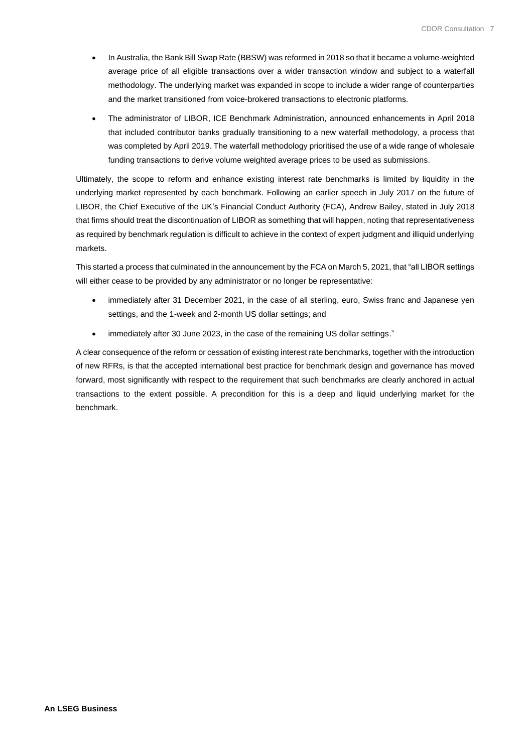- In Australia, the Bank Bill Swap Rate (BBSW) was reformed in 2018 so that it became a volume-weighted average price of all eligible transactions over a wider transaction window and subject to a waterfall methodology. The underlying market was expanded in scope to include a wider range of counterparties and the market transitioned from voice-brokered transactions to electronic platforms.
- The administrator of LIBOR, ICE Benchmark Administration, announced enhancements in April 2018 that included contributor banks gradually transitioning to a new waterfall methodology, a process that was completed by April 2019. The waterfall methodology prioritised the use of a wide range of wholesale funding transactions to derive volume weighted average prices to be used as submissions.

Ultimately, the scope to reform and enhance existing interest rate benchmarks is limited by liquidity in the underlying market represented by each benchmark. Following an earlier speech in July 2017 on the future of LIBOR, the Chief Executive of the UK's Financial Conduct Authority (FCA), Andrew Bailey, stated in July 2018 that firms should treat the discontinuation of LIBOR as something that will happen, noting that representativeness as required by benchmark regulation is difficult to achieve in the context of expert judgment and illiquid underlying markets.

This started a process that culminated in the announcement by the FCA on March 5, 2021, that "all LIBOR settings will either cease to be provided by any administrator or no longer be representative:

- immediately after 31 December 2021, in the case of all sterling, euro, Swiss franc and Japanese yen settings, and the 1-week and 2-month US dollar settings; and
- immediately after 30 June 2023, in the case of the remaining US dollar settings."

A clear consequence of the reform or cessation of existing interest rate benchmarks, together with the introduction of new RFRs, is that the accepted international best practice for benchmark design and governance has moved forward, most significantly with respect to the requirement that such benchmarks are clearly anchored in actual transactions to the extent possible. A precondition for this is a deep and liquid underlying market for the benchmark.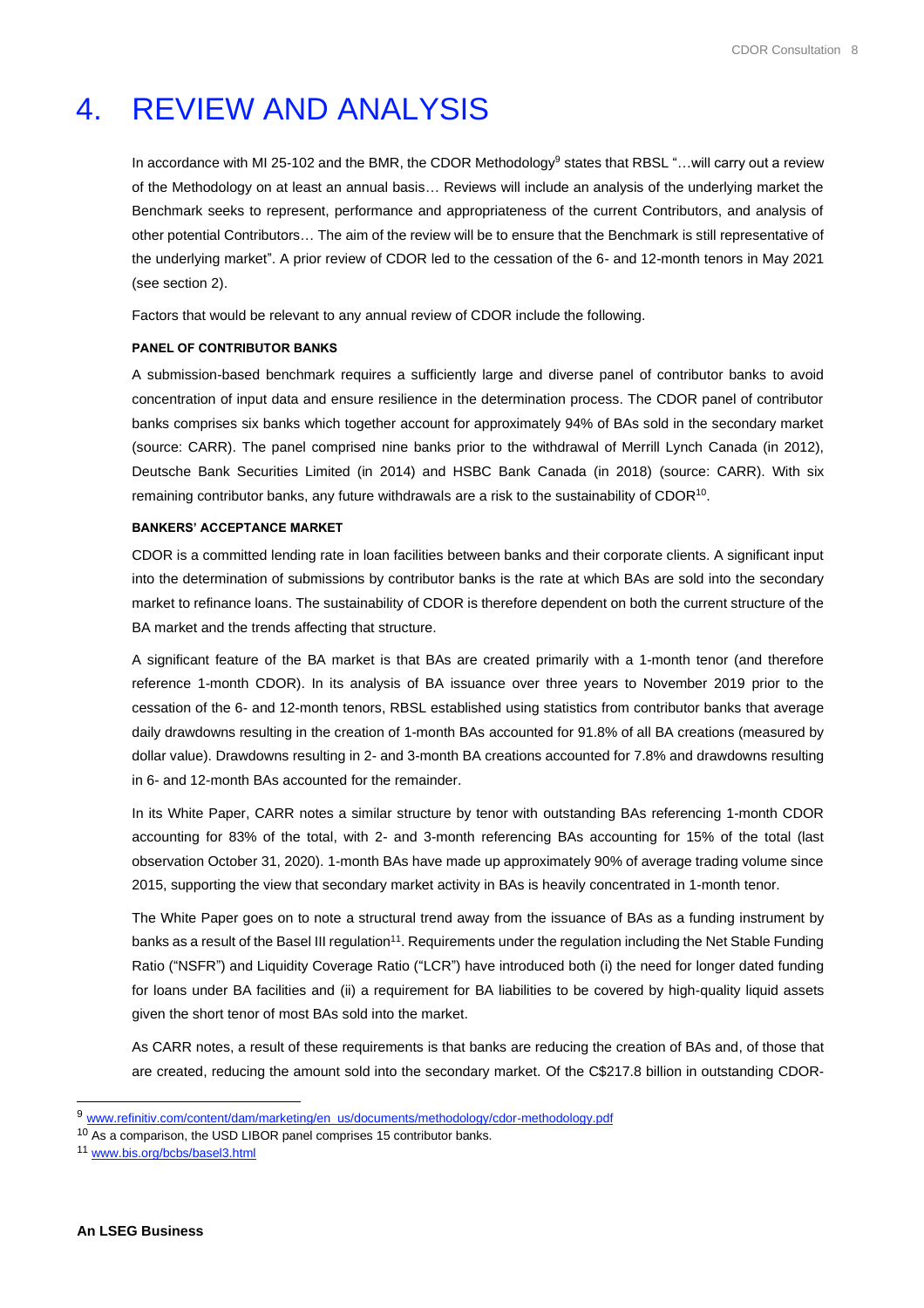# 4. REVIEW AND ANALYSIS

In accordance with MI 25-102 and the BMR, the CDOR Methodology[9] states that RBSL "…will carry out a review of the Methodology on at least an annual basis… Reviews will include an analysis of the underlying market the Benchmark seeks to represent, performance and appropriateness of the current Contributors, and analysis of other potential Contributors… The aim of the review will be to ensure that the Benchmark is still representative of the underlying market". A prior review of CDOR led to the cessation of the 6- and 12-month tenors in May 2021 (see section 2).

Factors that would be relevant to any annual review of CDOR include the following.

**PANEL OF CONTRIBUTOR BANKS**

A submission-based benchmark requires a sufficiently large and diverse panel of contributor banks to avoid concentration of input data and ensure resilience in the determination process. The CDOR panel of contributor banks comprises six banks which together account for approximately 94% of BAs sold in the secondary market (source: CARR). The panel comprised nine banks prior to the withdrawal of Merrill Lynch Canada (in 2012), Deutsche Bank Securities Limited (in 2014) and HSBC Bank Canada (in 2018) (source: CARR). With six remaining contributor banks, any future withdrawals are a risk to the sustainability of CDOR[10].

**BANKERS' ACCEPTANCE MARKET**

CDOR is a committed lending rate in loan facilities between banks and their corporate clients. A significant input into the determination of submissions by contributor banks is the rate at which BAs are sold into the secondary market to refinance loans. The sustainability of CDOR is therefore dependent on both the current structure of the BA market and the trends affecting that structure.

A significant feature of the BA market is that BAs are created primarily with a 1-month tenor (and therefore reference 1-month CDOR). In its analysis of BA issuance over three years to November 2019 prior to the cessation of the 6- and 12-month tenors, RBSL established using statistics from contributor banks that average daily drawdowns resulting in the creation of 1-month BAs accounted for 91.8% of all BA creations (measured by dollar value). Drawdowns resulting in 2- and 3-month BA creations accounted for 7.8% and drawdowns resulting in 6- and 12-month BAs accounted for the remainder.

In its White Paper, CARR notes a similar structure by tenor with outstanding BAs referencing 1-month CDOR accounting for 83% of the total, with 2- and 3-month referencing BAs accounting for 15% of the total (last observation October 31, 2020). 1-month BAs have made up approximately 90% of average trading volume since 2015, supporting the view that secondary market activity in BAs is heavily concentrated in 1-month tenor.

The White Paper goes on to note a structural trend away from the issuance of BAs as a funding instrument by banks as a result of the Basel III regulation[11]. Requirements under the regulation including the Net Stable Funding Ratio ("NSFR") and Liquidity Coverage Ratio ("LCR") have introduced both (i) the need for longer dated funding for loans under BA facilities and (ii) a requirement for BA liabilities to be covered by high-quality liquid assets given the short tenor of most BAs sold into the market.

As CARR notes, a result of these requirements is that banks are reducing the creation of BAs and, of those that are created, reducing the amount sold into the secondary market. Of the C$217.8 billion in outstanding CDOR-

---

[9] www.refinitiv.com/content/dam/marketing/en_us/documents/methodology/cdor-methodology.pdf

[10] As a comparison, the USD LIBOR panel comprises 15 contributor banks.

[11] www.bis.org/bcbs/basel3.html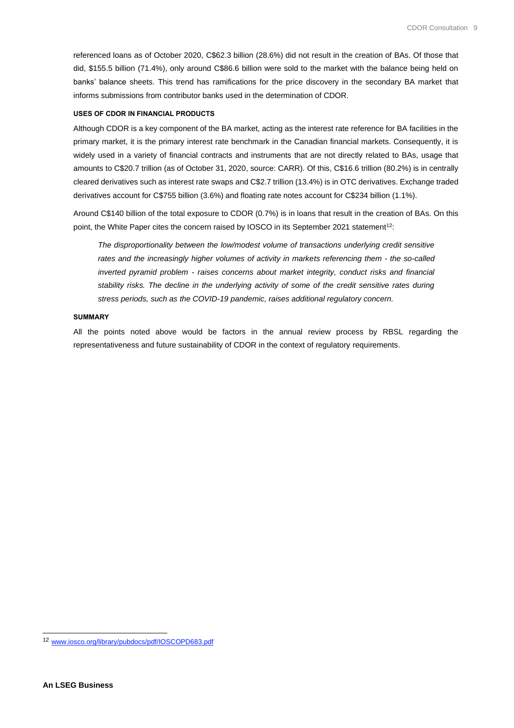referenced loans as of October 2020, C$62.3 billion (28.6%) did not result in the creation of BAs. Of those that did, $155.5 billion (71.4%), only around C$86.6 billion were sold to the market with the balance being held on banks' balance sheets. This trend has ramifications for the price discovery in the secondary BA market that informs submissions from contributor banks used in the determination of CDOR.

#### USES OF CDOR IN FINANCIAL PRODUCTS

Although CDOR is a key component of the BA market, acting as the interest rate reference for BA facilities in the primary market, it is the primary interest rate benchmark in the Canadian financial markets. Consequently, it is widely used in a variety of financial contracts and instruments that are not directly related to BAs, usage that amounts to C$20.7 trillion (as of October 31, 2020, source: CARR). Of this, C$16.6 trillion (80.2%) is in centrally cleared derivatives such as interest rate swaps and C$2.7 trillion (13.4%) is in OTC derivatives. Exchange traded derivatives account for C$755 billion (3.6%) and floating rate notes account for C$234 billion (1.1%).

Around C$140 billion of the total exposure to CDOR (0.7%) is in loans that result in the creation of BAs. On this point, the White Paper cites the concern raised by IOSCO in its September 2021 statement[12]:

> *The disproportionality between the low/modest volume of transactions underlying credit sensitive rates and the increasingly higher volumes of activity in markets referencing them - the so-called inverted pyramid problem - raises concerns about market integrity, conduct risks and financial stability risks. The decline in the underlying activity of some of the credit sensitive rates during stress periods, such as the COVID-19 pandemic, raises additional regulatory concern.*

#### SUMMARY

All the points noted above would be factors in the annual review process by RBSL regarding the representativeness and future sustainability of CDOR in the context of regulatory requirements.

---

[12] www.iosco.org/library/pubdocs/pdf/IOSCOPD683.pdf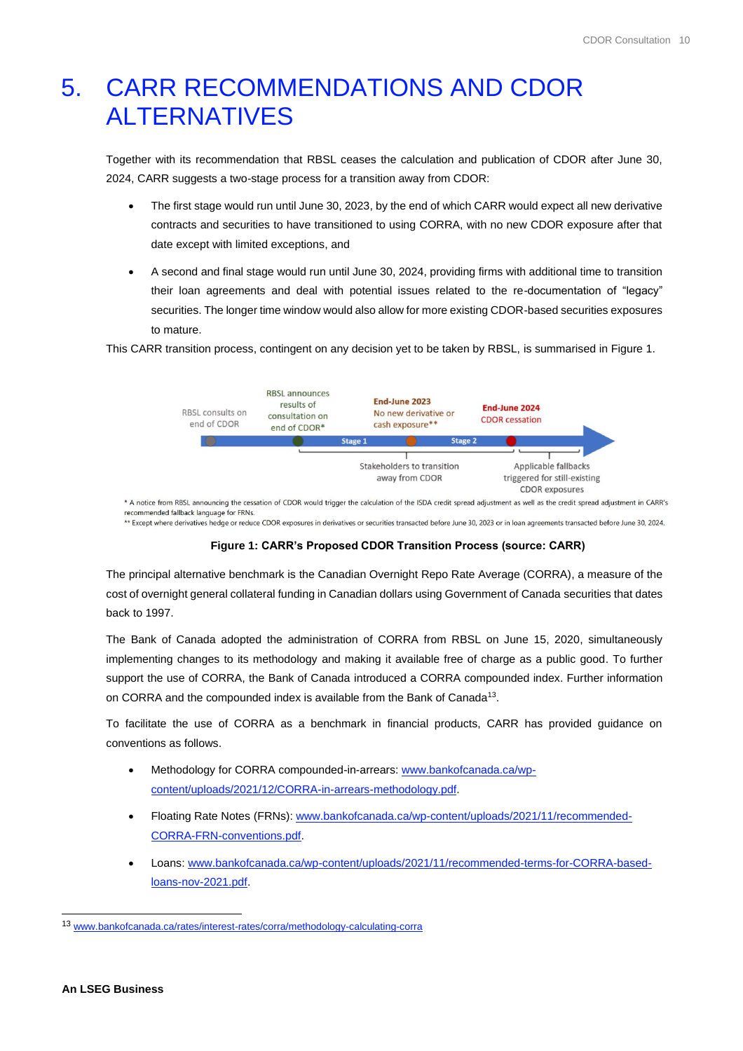# 5. CARR RECOMMENDATIONS AND CDOR ALTERNATIVES

Together with its recommendation that RBSL ceases the calculation and publication of CDOR after June 30, 2024, CARR suggests a two-stage process for a transition away from CDOR:

- The first stage would run until June 30, 2023, by the end of which CARR would expect all new derivative contracts and securities to have transitioned to using CORRA, with no new CDOR exposure after that date except with limited exceptions, and
- A second and final stage would run until June 30, 2024, providing firms with additional time to transition their loan agreements and deal with potential issues related to the re-documentation of "legacy" securities. The longer time window would also allow for more existing CDOR-based securities exposures to mature.

This CARR transition process, contingent on any decision yet to be taken by RBSL, is summarised in Figure 1.

RBSL consults on end of CDOR | RBSL announces results of consultation on end of CDOR* | **End-June 2023** No new derivative or cash exposure** | **End-June 2024** CDOR cessation

Stage 1 | Stage 2

Stakeholders to transition away from CDOR | Applicable fallbacks triggered for still-existing CDOR exposures

\* A notice from RBSL announcing the cessation of CDOR would trigger the calculation of the ISDA credit spread adjustment as well as the credit spread adjustment in CARR's recommended fallback language for FRNs.
\*\* Except where derivatives hedge or reduce CDOR exposures in derivatives or securities transacted before June 30, 2023 or in loan agreements transacted before June 30, 2024.

**Figure 1: CARR's Proposed CDOR Transition Process (source: CARR)**

The principal alternative benchmark is the Canadian Overnight Repo Rate Average (CORRA), a measure of the cost of overnight general collateral funding in Canadian dollars using Government of Canada securities that dates back to 1997.

The Bank of Canada adopted the administration of CORRA from RBSL on June 15, 2020, simultaneously implementing changes to its methodology and making it available free of charge as a public good. To further support the use of CORRA, the Bank of Canada introduced a CORRA compounded index. Further information on CORRA and the compounded index is available from the Bank of Canada[13].

To facilitate the use of CORRA as a benchmark in financial products, CARR has provided guidance on conventions as follows.

- Methodology for CORRA compounded-in-arrears: www.bankofcanada.ca/wp-content/uploads/2021/12/CORRA-in-arrears-methodology.pdf.
- Floating Rate Notes (FRNs): www.bankofcanada.ca/wp-content/uploads/2021/11/recommended-CORRA-FRN-conventions.pdf.
- Loans: www.bankofcanada.ca/wp-content/uploads/2021/11/recommended-terms-for-CORRA-based-loans-nov-2021.pdf.

[13] www.bankofcanada.ca/rates/interest-rates/corra/methodology-calculating-corra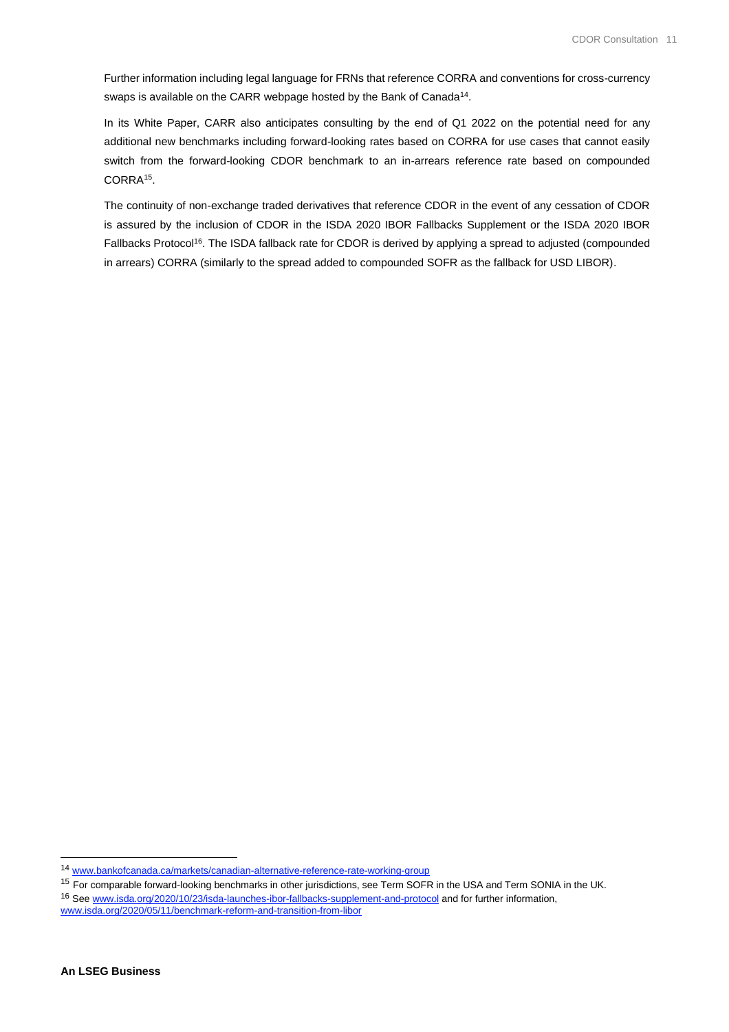Further information including legal language for FRNs that reference CORRA and conventions for cross-currency swaps is available on the CARR webpage hosted by the Bank of Canada[14].

In its White Paper, CARR also anticipates consulting by the end of Q1 2022 on the potential need for any additional new benchmarks including forward-looking rates based on CORRA for use cases that cannot easily switch from the forward-looking CDOR benchmark to an in-arrears reference rate based on compounded CORRA[15].

The continuity of non-exchange traded derivatives that reference CDOR in the event of any cessation of CDOR is assured by the inclusion of CDOR in the ISDA 2020 IBOR Fallbacks Supplement or the ISDA 2020 IBOR Fallbacks Protocol[16]. The ISDA fallback rate for CDOR is derived by applying a spread to adjusted (compounded in arrears) CORRA (similarly to the spread added to compounded SOFR as the fallback for USD LIBOR).

---

[14] www.bankofcanada.ca/markets/canadian-alternative-reference-rate-working-group

[15] For comparable forward-looking benchmarks in other jurisdictions, see Term SOFR in the USA and Term SONIA in the UK.

[16] See www.isda.org/2020/10/23/isda-launches-ibor-fallbacks-supplement-and-protocol and for further information, www.isda.org/2020/05/11/benchmark-reform-and-transition-from-libor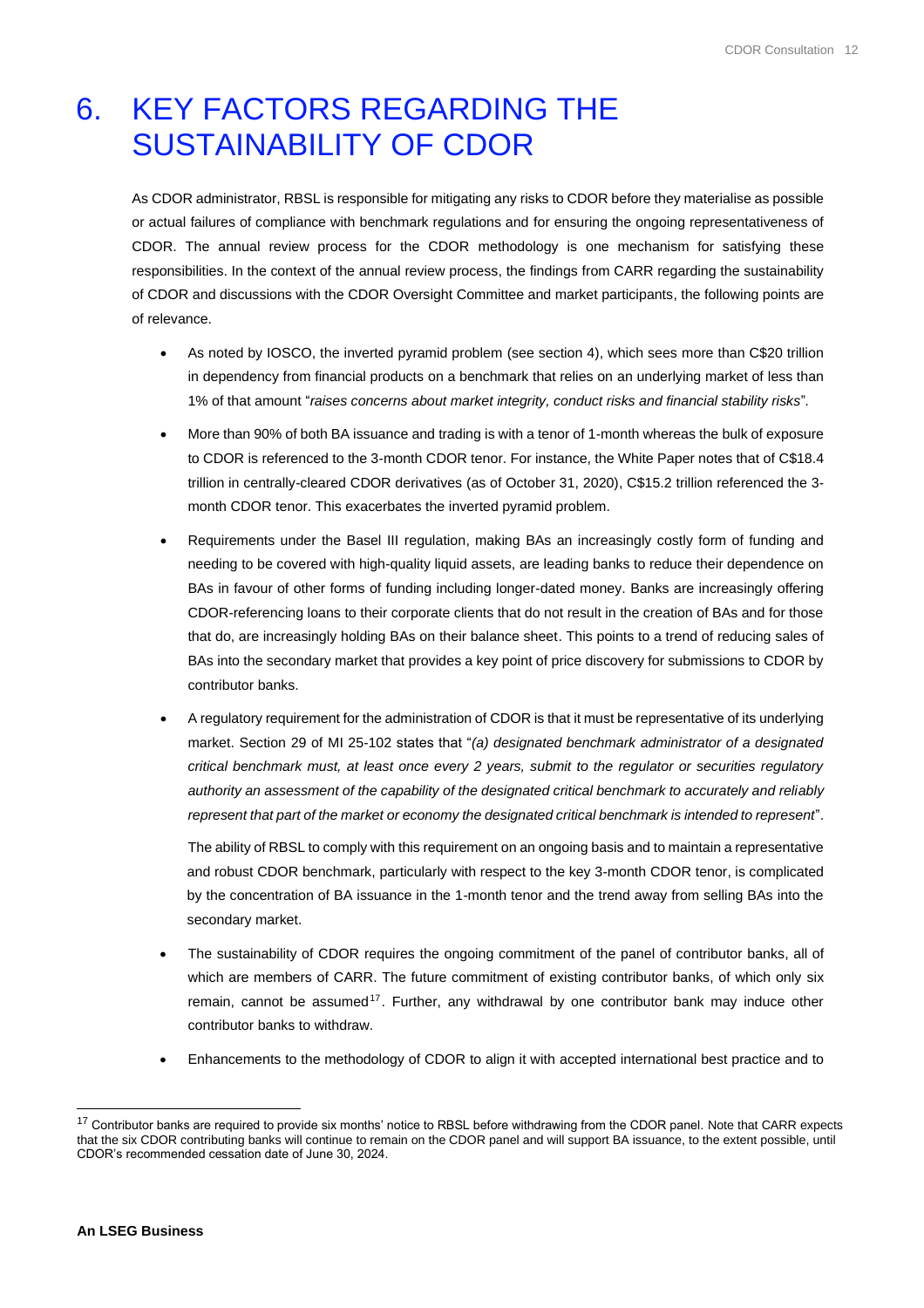# 6. KEY FACTORS REGARDING THE SUSTAINABILITY OF CDOR

As CDOR administrator, RBSL is responsible for mitigating any risks to CDOR before they materialise as possible or actual failures of compliance with benchmark regulations and for ensuring the ongoing representativeness of CDOR. The annual review process for the CDOR methodology is one mechanism for satisfying these responsibilities. In the context of the annual review process, the findings from CARR regarding the sustainability of CDOR and discussions with the CDOR Oversight Committee and market participants, the following points are of relevance.

- As noted by IOSCO, the inverted pyramid problem (see section 4), which sees more than C$20 trillion in dependency from financial products on a benchmark that relies on an underlying market of less than 1% of that amount "*raises concerns about market integrity, conduct risks and financial stability risks*".
- More than 90% of both BA issuance and trading is with a tenor of 1-month whereas the bulk of exposure to CDOR is referenced to the 3-month CDOR tenor. For instance, the White Paper notes that of C$18.4 trillion in centrally-cleared CDOR derivatives (as of October 31, 2020), C$15.2 trillion referenced the 3-month CDOR tenor. This exacerbates the inverted pyramid problem.
- Requirements under the Basel III regulation, making BAs an increasingly costly form of funding and needing to be covered with high-quality liquid assets, are leading banks to reduce their dependence on BAs in favour of other forms of funding including longer-dated money. Banks are increasingly offering CDOR-referencing loans to their corporate clients that do not result in the creation of BAs and for those that do, are increasingly holding BAs on their balance sheet. This points to a trend of reducing sales of BAs into the secondary market that provides a key point of price discovery for submissions to CDOR by contributor banks.
- A regulatory requirement for the administration of CDOR is that it must be representative of its underlying market. Section 29 of MI 25-102 states that "*(a) designated benchmark administrator of a designated critical benchmark must, at least once every 2 years, submit to the regulator or securities regulatory authority an assessment of the capability of the designated critical benchmark to accurately and reliably represent that part of the market or economy the designated critical benchmark is intended to represent*".

  The ability of RBSL to comply with this requirement on an ongoing basis and to maintain a representative and robust CDOR benchmark, particularly with respect to the key 3-month CDOR tenor, is complicated by the concentration of BA issuance in the 1-month tenor and the trend away from selling BAs into the secondary market.
- The sustainability of CDOR requires the ongoing commitment of the panel of contributor banks, all of which are members of CARR. The future commitment of existing contributor banks, of which only six remain, cannot be assumed[17]. Further, any withdrawal by one contributor bank may induce other contributor banks to withdraw.
- Enhancements to the methodology of CDOR to align it with accepted international best practice and to

[17] Contributor banks are required to provide six months' notice to RBSL before withdrawing from the CDOR panel. Note that CARR expects that the six CDOR contributing banks will continue to remain on the CDOR panel and will support BA issuance, to the extent possible, until CDOR's recommended cessation date of June 30, 2024.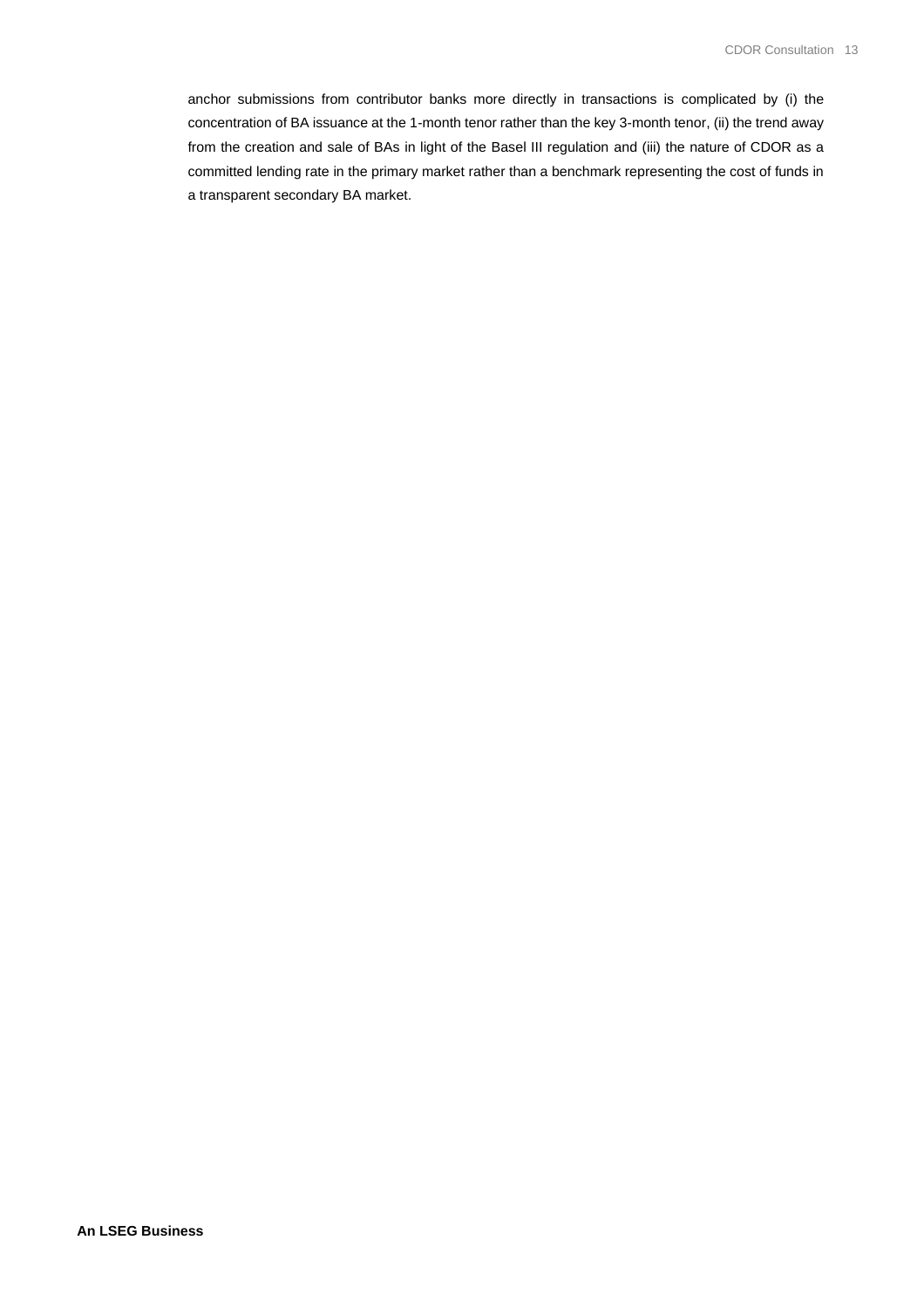anchor submissions from contributor banks more directly in transactions is complicated by (i) the concentration of BA issuance at the 1-month tenor rather than the key 3-month tenor, (ii) the trend away from the creation and sale of BAs in light of the Basel III regulation and (iii) the nature of CDOR as a committed lending rate in the primary market rather than a benchmark representing the cost of funds in a transparent secondary BA market.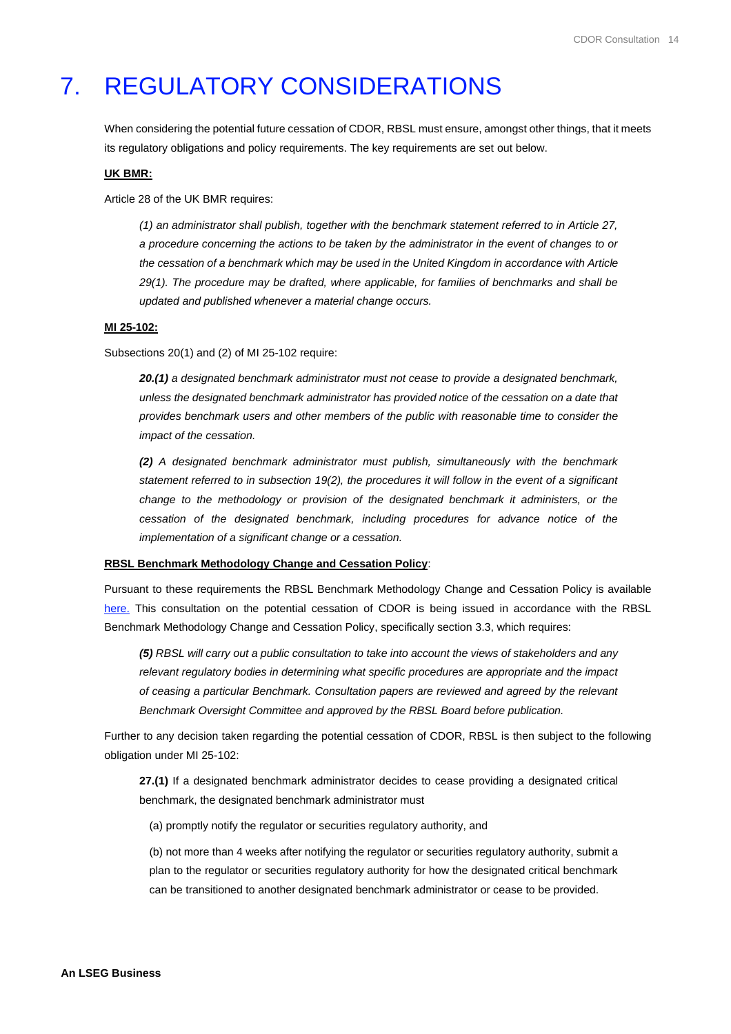# 7. REGULATORY CONSIDERATIONS

When considering the potential future cessation of CDOR, RBSL must ensure, amongst other things, that it meets its regulatory obligations and policy requirements. The key requirements are set out below.

**UK BMR:**

Article 28 of the UK BMR requires:

> *(1) an administrator shall publish, together with the benchmark statement referred to in Article 27, a procedure concerning the actions to be taken by the administrator in the event of changes to or the cessation of a benchmark which may be used in the United Kingdom in accordance with Article 29(1). The procedure may be drafted, where applicable, for families of benchmarks and shall be updated and published whenever a material change occurs.*

**MI 25-102:**

Subsections 20(1) and (2) of MI 25-102 require:

> ***20.(1)** a designated benchmark administrator must not cease to provide a designated benchmark, unless the designated benchmark administrator has provided notice of the cessation on a date that provides benchmark users and other members of the public with reasonable time to consider the impact of the cessation.*
>
> ***(2)** A designated benchmark administrator must publish, simultaneously with the benchmark statement referred to in subsection 19(2), the procedures it will follow in the event of a significant change to the methodology or provision of the designated benchmark it administers, or the cessation of the designated benchmark, including procedures for advance notice of the implementation of a significant change or a cessation.*

**RBSL Benchmark Methodology Change and Cessation Policy**:

Pursuant to these requirements the RBSL Benchmark Methodology Change and Cessation Policy is available here. This consultation on the potential cessation of CDOR is being issued in accordance with the RBSL Benchmark Methodology Change and Cessation Policy, specifically section 3.3, which requires:

> ***(5)** RBSL will carry out a public consultation to take into account the views of stakeholders and any relevant regulatory bodies in determining what specific procedures are appropriate and the impact of ceasing a particular Benchmark. Consultation papers are reviewed and agreed by the relevant Benchmark Oversight Committee and approved by the RBSL Board before publication.*

Further to any decision taken regarding the potential cessation of CDOR, RBSL is then subject to the following obligation under MI 25-102:

> **27.(1)** If a designated benchmark administrator decides to cease providing a designated critical benchmark, the designated benchmark administrator must
>
> (a) promptly notify the regulator or securities regulatory authority, and
>
> (b) not more than 4 weeks after notifying the regulator or securities regulatory authority, submit a plan to the regulator or securities regulatory authority for how the designated critical benchmark can be transitioned to another designated benchmark administrator or cease to be provided.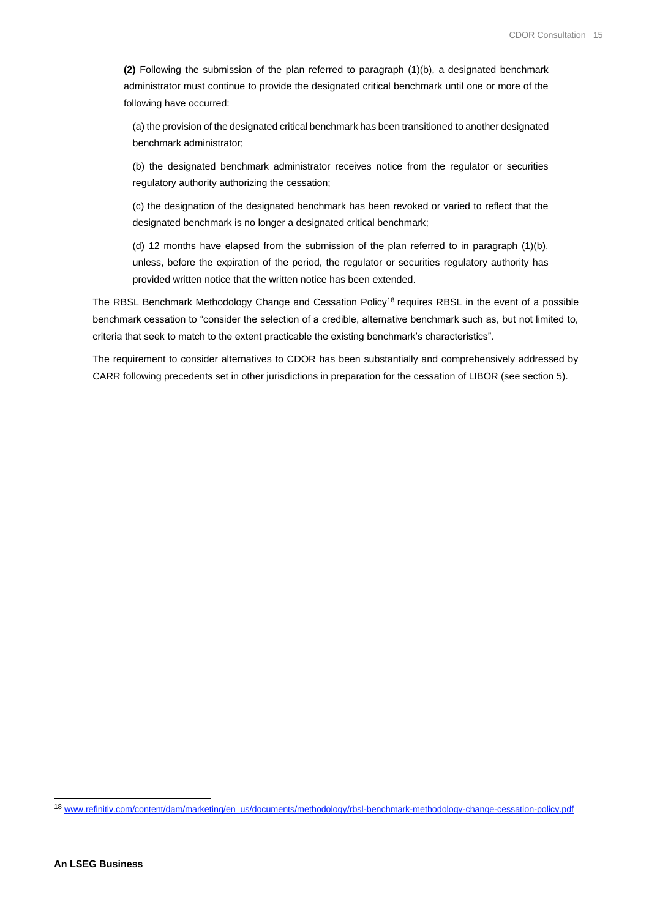**(2)** Following the submission of the plan referred to paragraph (1)(b), a designated benchmark administrator must continue to provide the designated critical benchmark until one or more of the following have occurred:

(a) the provision of the designated critical benchmark has been transitioned to another designated benchmark administrator;

(b) the designated benchmark administrator receives notice from the regulator or securities regulatory authority authorizing the cessation;

(c) the designation of the designated benchmark has been revoked or varied to reflect that the designated benchmark is no longer a designated critical benchmark;

(d) 12 months have elapsed from the submission of the plan referred to in paragraph (1)(b), unless, before the expiration of the period, the regulator or securities regulatory authority has provided written notice that the written notice has been extended.

The RBSL Benchmark Methodology Change and Cessation Policy[18] requires RBSL in the event of a possible benchmark cessation to "consider the selection of a credible, alternative benchmark such as, but not limited to, criteria that seek to match to the extent practicable the existing benchmark's characteristics".

The requirement to consider alternatives to CDOR has been substantially and comprehensively addressed by CARR following precedents set in other jurisdictions in preparation for the cessation of LIBOR (see section 5).

---

[18] www.refinitiv.com/content/dam/marketing/en_us/documents/methodology/rbsl-benchmark-methodology-change-cessation-policy.pdf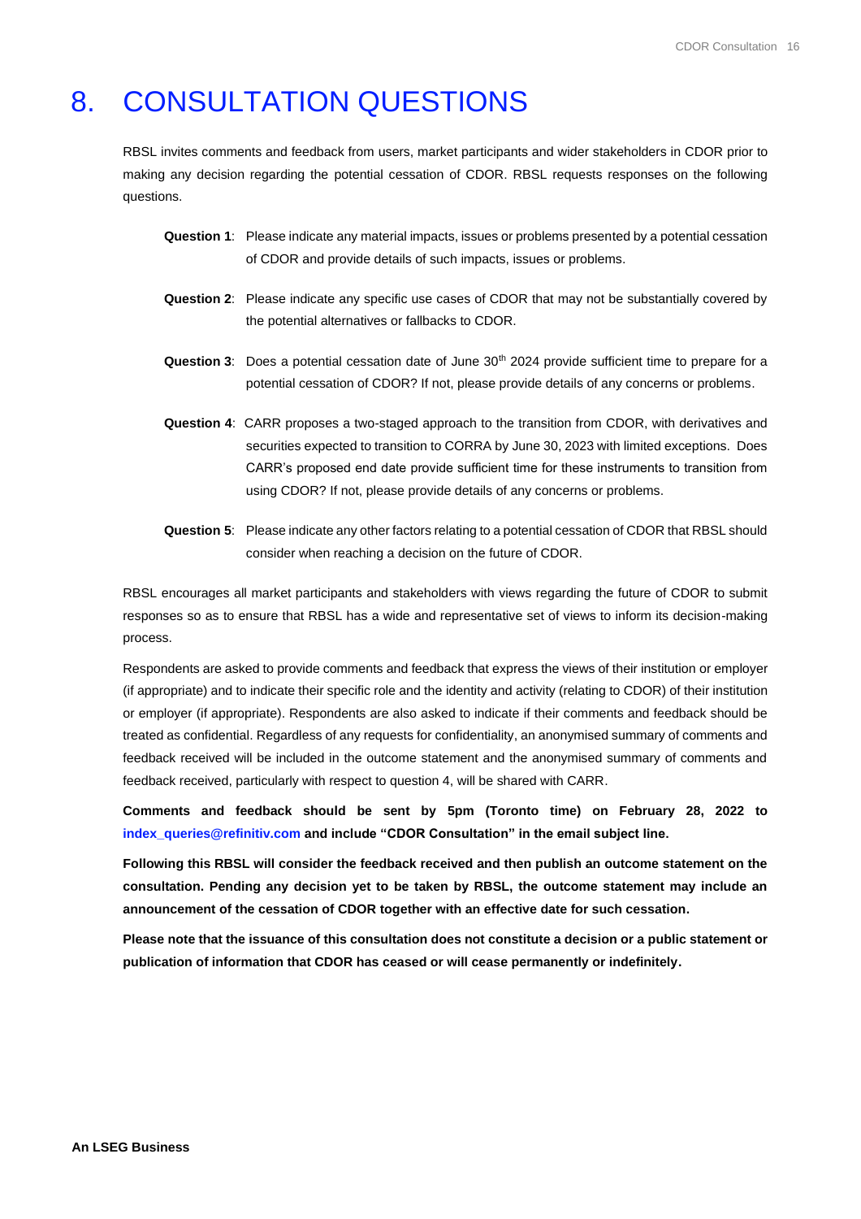# 8. CONSULTATION QUESTIONS

RBSL invites comments and feedback from users, market participants and wider stakeholders in CDOR prior to making any decision regarding the potential cessation of CDOR. RBSL requests responses on the following questions.

**Question 1**: Please indicate any material impacts, issues or problems presented by a potential cessation of CDOR and provide details of such impacts, issues or problems.

**Question 2**: Please indicate any specific use cases of CDOR that may not be substantially covered by the potential alternatives or fallbacks to CDOR.

**Question 3**: Does a potential cessation date of June 30th 2024 provide sufficient time to prepare for a potential cessation of CDOR? If not, please provide details of any concerns or problems.

**Question 4**: CARR proposes a two-staged approach to the transition from CDOR, with derivatives and securities expected to transition to CORRA by June 30, 2023 with limited exceptions. Does CARR's proposed end date provide sufficient time for these instruments to transition from using CDOR? If not, please provide details of any concerns or problems.

**Question 5**: Please indicate any other factors relating to a potential cessation of CDOR that RBSL should consider when reaching a decision on the future of CDOR.

RBSL encourages all market participants and stakeholders with views regarding the future of CDOR to submit responses so as to ensure that RBSL has a wide and representative set of views to inform its decision-making process.

Respondents are asked to provide comments and feedback that express the views of their institution or employer (if appropriate) and to indicate their specific role and the identity and activity (relating to CDOR) of their institution or employer (if appropriate). Respondents are also asked to indicate if their comments and feedback should be treated as confidential. Regardless of any requests for confidentiality, an anonymised summary of comments and feedback received will be included in the outcome statement and the anonymised summary of comments and feedback received, particularly with respect to question 4, will be shared with CARR.

**Comments and feedback should be sent by 5pm (Toronto time) on February 28, 2022 to index_queries@refinitiv.com and include "CDOR Consultation" in the email subject line.**

**Following this RBSL will consider the feedback received and then publish an outcome statement on the consultation. Pending any decision yet to be taken by RBSL, the outcome statement may include an announcement of the cessation of CDOR together with an effective date for such cessation.**

**Please note that the issuance of this consultation does not constitute a decision or a public statement or publication of information that CDOR has ceased or will cease permanently or indefinitely.**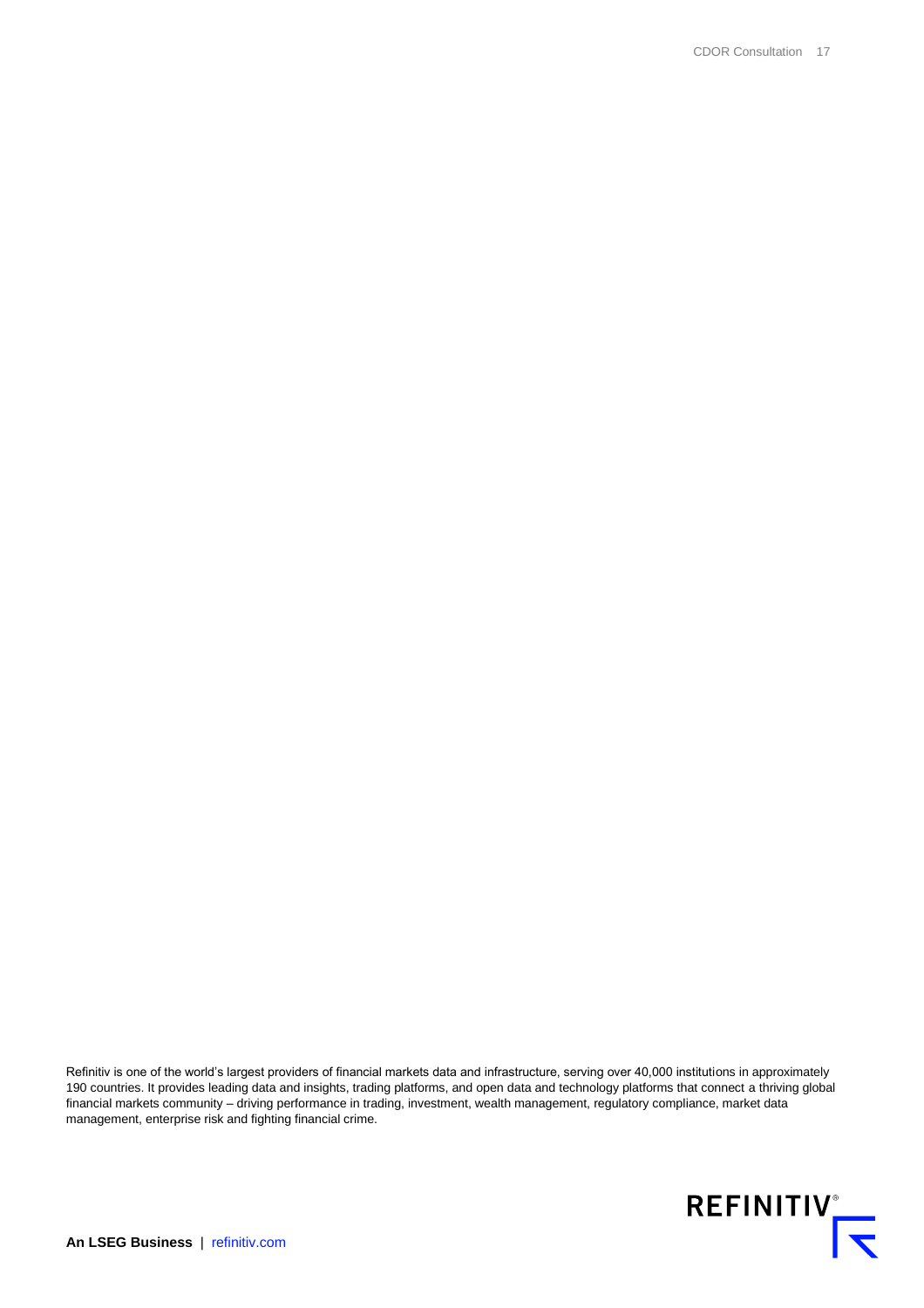Refinitiv is one of the world's largest providers of financial markets data and infrastructure, serving over 40,000 institutions in approximately 190 countries. It provides leading data and insights, trading platforms, and open data and technology platforms that connect a thriving global financial markets community – driving performance in trading, investment, wealth management, regulatory compliance, market data management, enterprise risk and fighting financial crime.

**An LSEG Business** | refinitiv.com

REFINITIV®